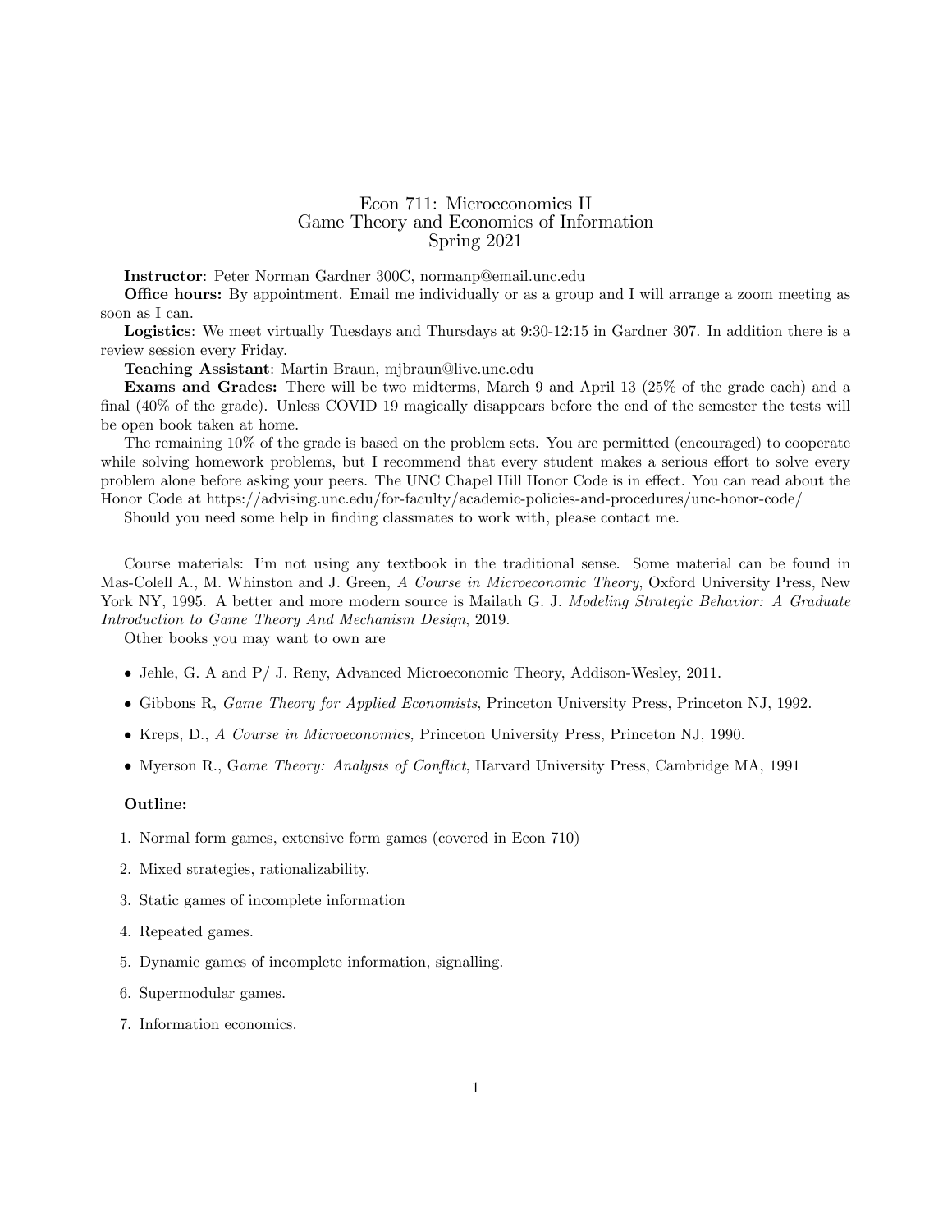# Econ 711: Microeconomics II
## Game Theory and Economics of Information
### Spring 2021

**Instructor**: Peter Norman Gardner 300C, normanp@email.unc.edu

**Office hours:** By appointment. Email me individually or as a group and I will arrange a zoom meeting as soon as I can.

**Logistics**: We meet virtually Tuesdays and Thursdays at 9:30-12:15 in Gardner 307. In addition there is a review session every Friday.

**Teaching Assistant**: Martin Braun, mjbraun@live.unc.edu

**Exams and Grades:** There will be two midterms, March 9 and April 13 (25% of the grade each) and a final (40% of the grade). Unless COVID 19 magically disappears before the end of the semester the tests will be open book taken at home.

The remaining 10% of the grade is based on the problem sets. You are permitted (encouraged) to cooperate while solving homework problems, but I recommend that every student makes a serious effort to solve every problem alone before asking your peers. The UNC Chapel Hill Honor Code is in effect. You can read about the Honor Code at https://advising.unc.edu/for-faculty/academic-policies-and-procedures/unc-honor-code/

Should you need some help in finding classmates to work with, please contact me.

Course materials: I'm not using any textbook in the traditional sense. Some material can be found in Mas-Colell A., M. Whinston and J. Green, *A Course in Microeconomic Theory*, Oxford University Press, New York NY, 1995. A better and more modern source is Mailath G. J. *Modeling Strategic Behavior: A Graduate Introduction to Game Theory And Mechanism Design*, 2019.

Other books you may want to own are

- Jehle, G. A and P/ J. Reny, Advanced Microeconomic Theory, Addison-Wesley, 2011.
- Gibbons R, *Game Theory for Applied Economists*, Princeton University Press, Princeton NJ, 1992.
- Kreps, D., *A Course in Microeconomics,* Princeton University Press, Princeton NJ, 1990.
- Myerson R., G*ame Theory: Analysis of Conflict*, Harvard University Press, Cambridge MA, 1991

**Outline:**

1. Normal form games, extensive form games (covered in Econ 710)
2. Mixed strategies, rationalizability.
3. Static games of incomplete information
4. Repeated games.
5. Dynamic games of incomplete information, signalling.
6. Supermodular games.
7. Information economics.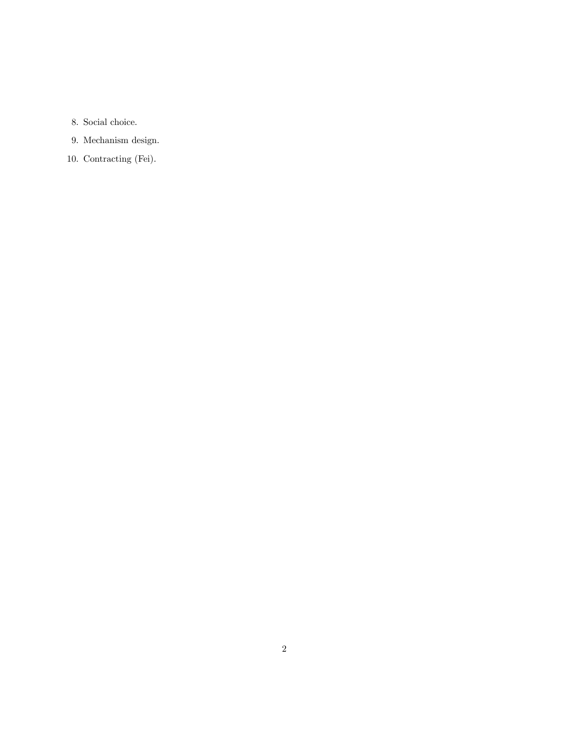8. Social choice.
9. Mechanism design.
10. Contracting (Fei).